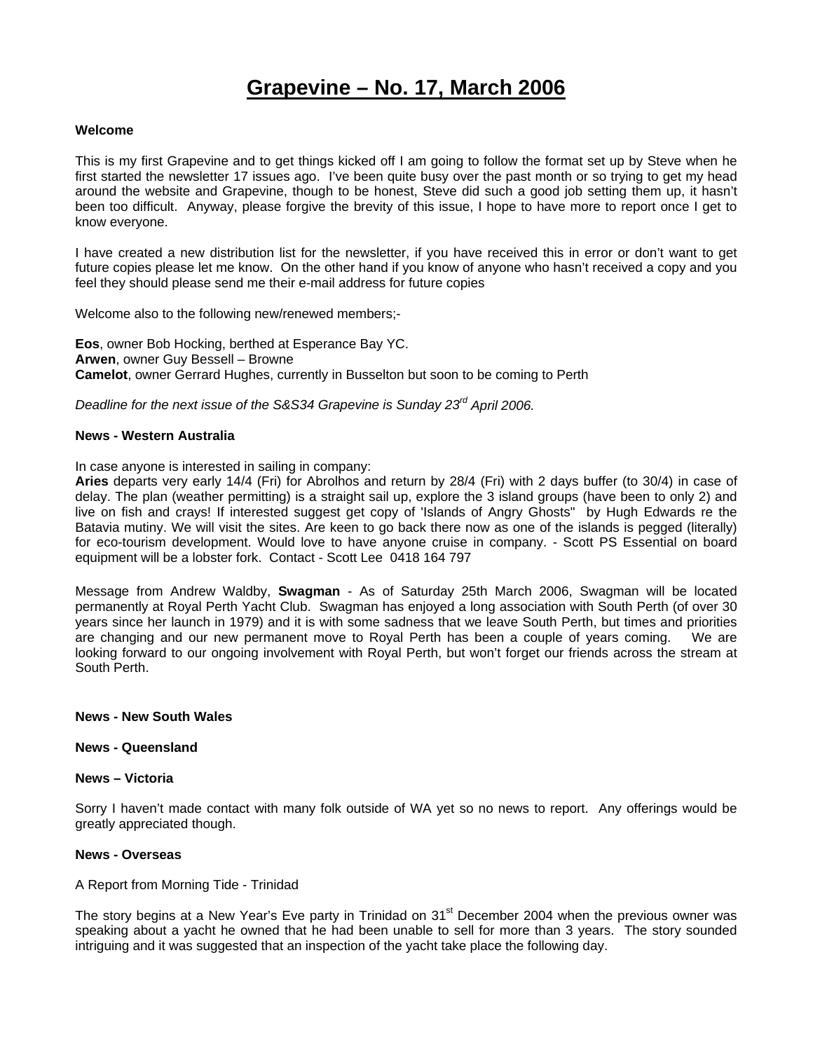# Grapevine – No. 17, March 2006

**Welcome**

This is my first Grapevine and to get things kicked off I am going to follow the format set up by Steve when he first started the newsletter 17 issues ago. I've been quite busy over the past month or so trying to get my head around the website and Grapevine, though to be honest, Steve did such a good job setting them up, it hasn't been too difficult. Anyway, please forgive the brevity of this issue, I hope to have more to report once I get to know everyone.

I have created a new distribution list for the newsletter, if you have received this in error or don't want to get future copies please let me know. On the other hand if you know of anyone who hasn't received a copy and you feel they should please send me their e-mail address for future copies

Welcome also to the following new/renewed members;-

**Eos**, owner Bob Hocking, berthed at Esperance Bay YC.
**Arwen**, owner Guy Bessell – Browne
**Camelot**, owner Gerrard Hughes, currently in Busselton but soon to be coming to Perth

*Deadline for the next issue of the S&S34 Grapevine is Sunday 23rd April 2006.*

**News - Western Australia**

In case anyone is interested in sailing in company:
**Aries** departs very early 14/4 (Fri) for Abrolhos and return by 28/4 (Fri) with 2 days buffer (to 30/4) in case of delay. The plan (weather permitting) is a straight sail up, explore the 3 island groups (have been to only 2) and live on fish and crays! If interested suggest get copy of 'Islands of Angry Ghosts" by Hugh Edwards re the Batavia mutiny. We will visit the sites. Are keen to go back there now as one of the islands is pegged (literally) for eco-tourism development. Would love to have anyone cruise in company. - Scott PS Essential on board equipment will be a lobster fork. Contact - Scott Lee 0418 164 797

Message from Andrew Waldby, **Swagman** - As of Saturday 25th March 2006, Swagman will be located permanently at Royal Perth Yacht Club. Swagman has enjoyed a long association with South Perth (of over 30 years since her launch in 1979) and it is with some sadness that we leave South Perth, but times and priorities are changing and our new permanent move to Royal Perth has been a couple of years coming. We are looking forward to our ongoing involvement with Royal Perth, but won't forget our friends across the stream at South Perth.

**News - New South Wales**

**News - Queensland**

**News – Victoria**

Sorry I haven't made contact with many folk outside of WA yet so no news to report. Any offerings would be greatly appreciated though.

**News - Overseas**

A Report from Morning Tide - Trinidad

The story begins at a New Year's Eve party in Trinidad on 31st December 2004 when the previous owner was speaking about a yacht he owned that he had been unable to sell for more than 3 years. The story sounded intriguing and it was suggested that an inspection of the yacht take place the following day.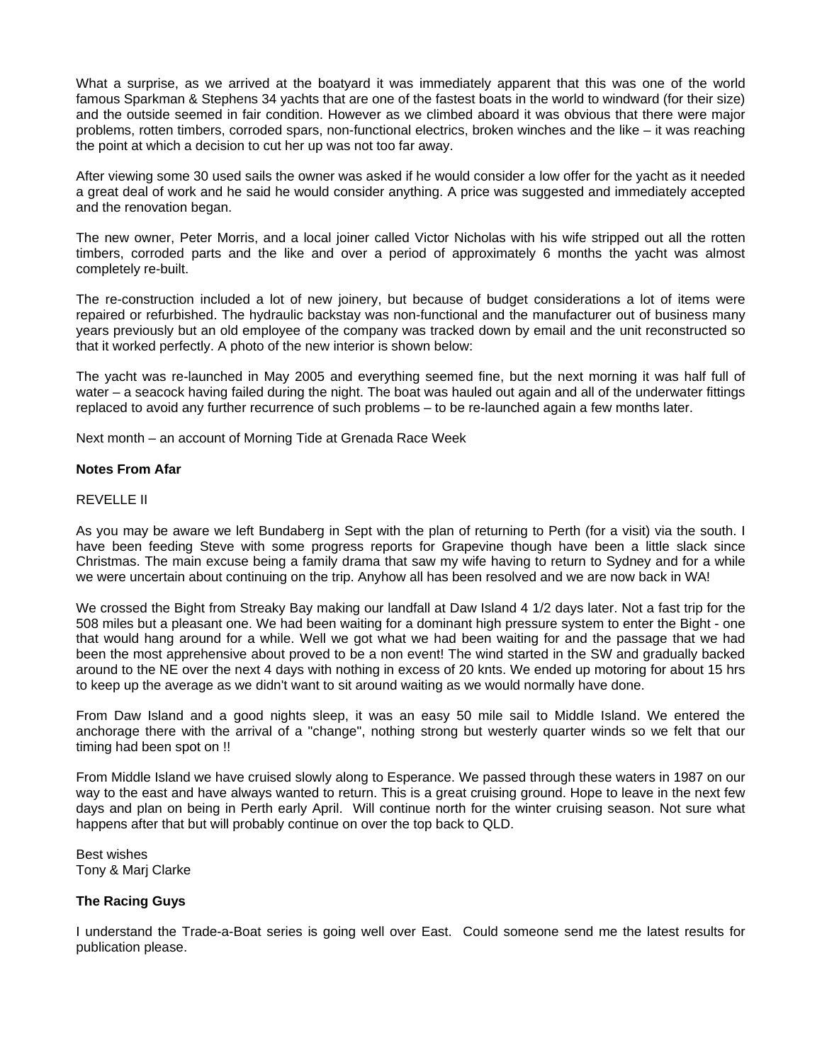What a surprise, as we arrived at the boatyard it was immediately apparent that this was one of the world famous Sparkman & Stephens 34 yachts that are one of the fastest boats in the world to windward (for their size) and the outside seemed in fair condition. However as we climbed aboard it was obvious that there were major problems, rotten timbers, corroded spars, non-functional electrics, broken winches and the like – it was reaching the point at which a decision to cut her up was not too far away.

After viewing some 30 used sails the owner was asked if he would consider a low offer for the yacht as it needed a great deal of work and he said he would consider anything. A price was suggested and immediately accepted and the renovation began.

The new owner, Peter Morris, and a local joiner called Victor Nicholas with his wife stripped out all the rotten timbers, corroded parts and the like and over a period of approximately 6 months the yacht was almost completely re-built.

The re-construction included a lot of new joinery, but because of budget considerations a lot of items were repaired or refurbished. The hydraulic backstay was non-functional and the manufacturer out of business many years previously but an old employee of the company was tracked down by email and the unit reconstructed so that it worked perfectly. A photo of the new interior is shown below:

The yacht was re-launched in May 2005 and everything seemed fine, but the next morning it was half full of water – a seacock having failed during the night. The boat was hauled out again and all of the underwater fittings replaced to avoid any further recurrence of such problems – to be re-launched again a few months later.

Next month – an account of Morning Tide at Grenada Race Week

**Notes From Afar**

REVELLE II

As you may be aware we left Bundaberg in Sept with the plan of returning to Perth (for a visit) via the south. I have been feeding Steve with some progress reports for Grapevine though have been a little slack since Christmas. The main excuse being a family drama that saw my wife having to return to Sydney and for a while we were uncertain about continuing on the trip. Anyhow all has been resolved and we are now back in WA!

We crossed the Bight from Streaky Bay making our landfall at Daw Island 4 1/2 days later. Not a fast trip for the 508 miles but a pleasant one. We had been waiting for a dominant high pressure system to enter the Bight - one that would hang around for a while. Well we got what we had been waiting for and the passage that we had been the most apprehensive about proved to be a non event! The wind started in the SW and gradually backed around to the NE over the next 4 days with nothing in excess of 20 knts. We ended up motoring for about 15 hrs to keep up the average as we didn't want to sit around waiting as we would normally have done.

From Daw Island and a good nights sleep, it was an easy 50 mile sail to Middle Island. We entered the anchorage there with the arrival of a "change", nothing strong but westerly quarter winds so we felt that our timing had been spot on !!

From Middle Island we have cruised slowly along to Esperance. We passed through these waters in 1987 on our way to the east and have always wanted to return. This is a great cruising ground. Hope to leave in the next few days and plan on being in Perth early April. Will continue north for the winter cruising season. Not sure what happens after that but will probably continue on over the top back to QLD.

Best wishes
Tony & Marj Clarke

**The Racing Guys**

I understand the Trade-a-Boat series is going well over East. Could someone send me the latest results for publication please.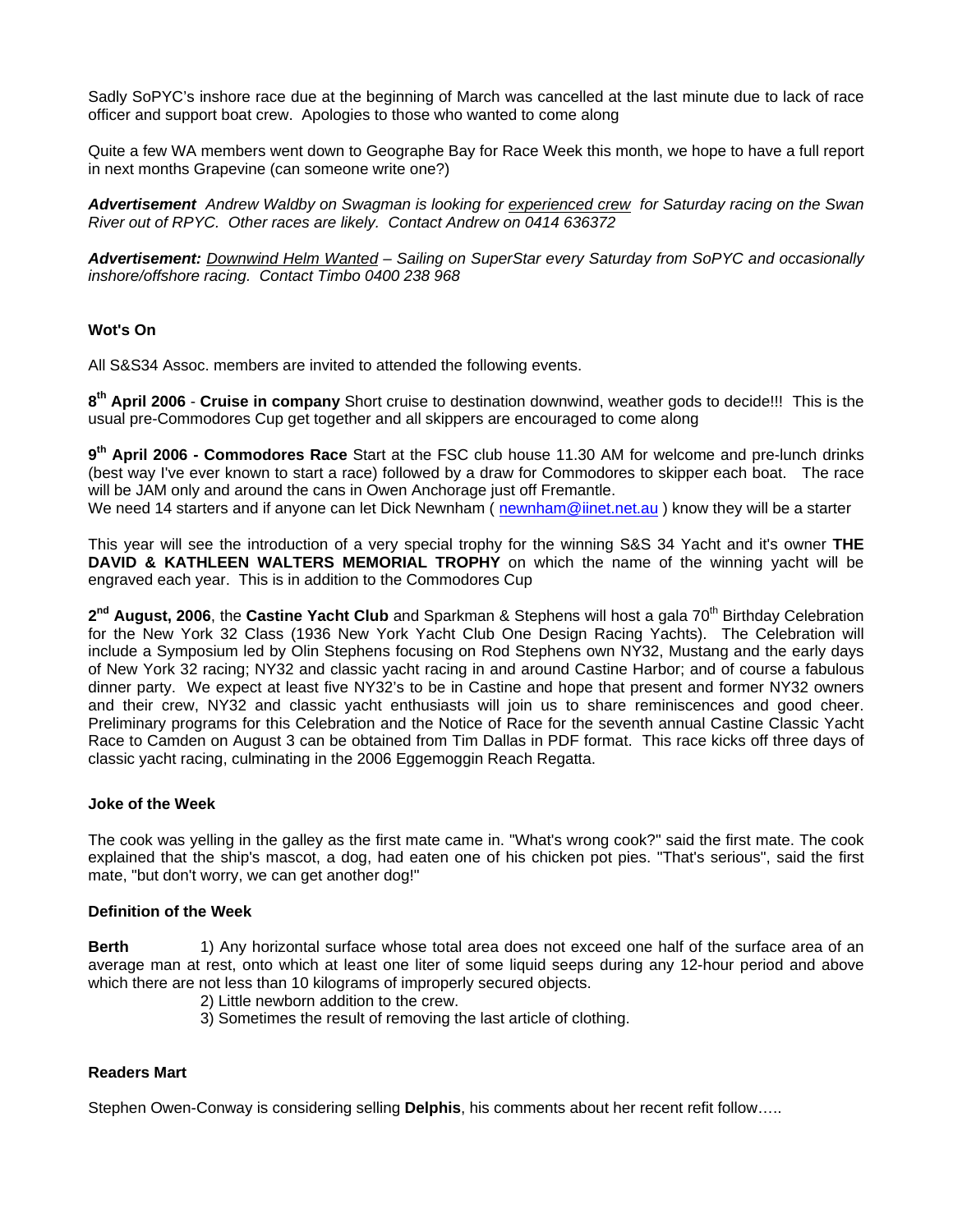Sadly SoPYC's inshore race due at the beginning of March was cancelled at the last minute due to lack of race officer and support boat crew. Apologies to those who wanted to come along

Quite a few WA members went down to Geographe Bay for Race Week this month, we hope to have a full report in next months Grapevine (can someone write one?)

***Advertisement*** *Andrew Waldby on Swagman is looking for* <u>*experienced crew*</u> *for Saturday racing on the Swan River out of RPYC. Other races are likely. Contact Andrew on 0414 636372*

***Advertisement:*** <u>*Downwind Helm Wanted*</u> *– Sailing on SuperStar every Saturday from SoPYC and occasionally inshore/offshore racing. Contact Timbo 0400 238 968*

**Wot's On**

All S&S34 Assoc. members are invited to attended the following events.

**8th April 2006** - **Cruise in company** Short cruise to destination downwind, weather gods to decide!!! This is the usual pre-Commodores Cup get together and all skippers are encouraged to come along

**9th April 2006 - Commodores Race** Start at the FSC club house 11.30 AM for welcome and pre-lunch drinks (best way I've ever known to start a race) followed by a draw for Commodores to skipper each boat. The race will be JAM only and around the cans in Owen Anchorage just off Fremantle.
We need 14 starters and if anyone can let Dick Newnham ( newnham@iinet.net.au ) know they will be a starter

This year will see the introduction of a very special trophy for the winning S&S 34 Yacht and it's owner **THE DAVID & KATHLEEN WALTERS MEMORIAL TROPHY** on which the name of the winning yacht will be engraved each year. This is in addition to the Commodores Cup

**2nd August, 2006**, the **Castine Yacht Club** and Sparkman & Stephens will host a gala 70th Birthday Celebration for the New York 32 Class (1936 New York Yacht Club One Design Racing Yachts). The Celebration will include a Symposium led by Olin Stephens focusing on Rod Stephens own NY32, Mustang and the early days of New York 32 racing; NY32 and classic yacht racing in and around Castine Harbor; and of course a fabulous dinner party. We expect at least five NY32's to be in Castine and hope that present and former NY32 owners and their crew, NY32 and classic yacht enthusiasts will join us to share reminiscences and good cheer. Preliminary programs for this Celebration and the Notice of Race for the seventh annual Castine Classic Yacht Race to Camden on August 3 can be obtained from Tim Dallas in PDF format. This race kicks off three days of classic yacht racing, culminating in the 2006 Eggemoggin Reach Regatta.

**Joke of the Week**

The cook was yelling in the galley as the first mate came in. "What's wrong cook?" said the first mate. The cook explained that the ship's mascot, a dog, had eaten one of his chicken pot pies. "That's serious", said the first mate, "but don't worry, we can get another dog!"

**Definition of the Week**

**Berth** 1) Any horizontal surface whose total area does not exceed one half of the surface area of an average man at rest, onto which at least one liter of some liquid seeps during any 12-hour period and above which there are not less than 10 kilograms of improperly secured objects.
2) Little newborn addition to the crew.
3) Sometimes the result of removing the last article of clothing.

**Readers Mart**

Stephen Owen-Conway is considering selling **Delphis**, his comments about her recent refit follow…..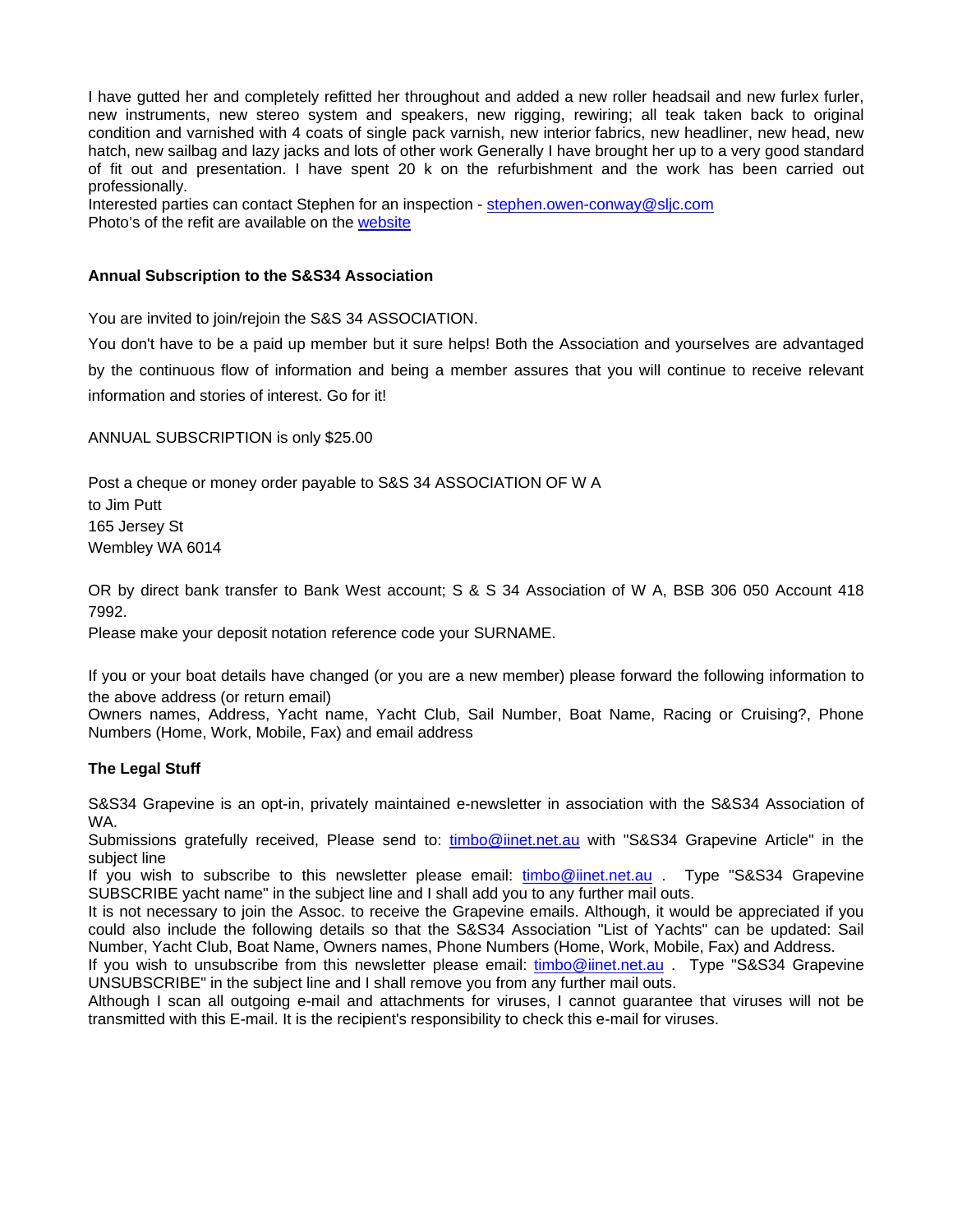I have gutted her and completely refitted her throughout and added a new roller headsail and new furlex furler, new instruments, new stereo system and speakers, new rigging, rewiring; all teak taken back to original condition and varnished with 4 coats of single pack varnish, new interior fabrics, new headliner, new head, new hatch, new sailbag and lazy jacks and lots of other work Generally I have brought her up to a very good standard of fit out and presentation. I have spent 20 k on the refurbishment and the work has been carried out professionally.
Interested parties can contact Stephen for an inspection - stephen.owen-conway@sljc.com
Photo's of the refit are available on the website

**Annual Subscription to the S&S34 Association**

You are invited to join/rejoin the S&S 34 ASSOCIATION.

You don't have to be a paid up member but it sure helps! Both the Association and yourselves are advantaged by the continuous flow of information and being a member assures that you will continue to receive relevant information and stories of interest. Go for it!

ANNUAL SUBSCRIPTION is only $25.00

Post a cheque or money order payable to S&S 34 ASSOCIATION OF W A
to Jim Putt
165 Jersey St
Wembley WA 6014

OR by direct bank transfer to Bank West account; S & S 34 Association of W A, BSB 306 050 Account 418 7992.
Please make your deposit notation reference code your SURNAME.

If you or your boat details have changed (or you are a new member) please forward the following information to the above address (or return email)
Owners names, Address, Yacht name, Yacht Club, Sail Number, Boat Name, Racing or Cruising?, Phone Numbers (Home, Work, Mobile, Fax) and email address

**The Legal Stuff**

S&S34 Grapevine is an opt-in, privately maintained e-newsletter in association with the S&S34 Association of WA.
Submissions gratefully received, Please send to: timbo@iinet.net.au with "S&S34 Grapevine Article" in the subject line
If you wish to subscribe to this newsletter please email: timbo@iinet.net.au . Type "S&S34 Grapevine SUBSCRIBE yacht name" in the subject line and I shall add you to any further mail outs.
It is not necessary to join the Assoc. to receive the Grapevine emails. Although, it would be appreciated if you could also include the following details so that the S&S34 Association "List of Yachts" can be updated: Sail Number, Yacht Club, Boat Name, Owners names, Phone Numbers (Home, Work, Mobile, Fax) and Address.
If you wish to unsubscribe from this newsletter please email: timbo@iinet.net.au . Type "S&S34 Grapevine UNSUBSCRIBE" in the subject line and I shall remove you from any further mail outs.
Although I scan all outgoing e-mail and attachments for viruses, I cannot guarantee that viruses will not be transmitted with this E-mail. It is the recipient's responsibility to check this e-mail for viruses.